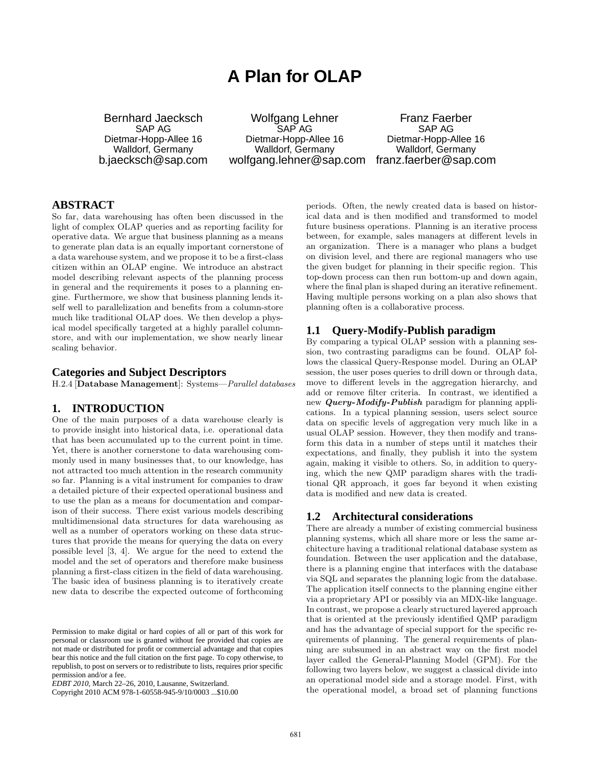# A Plan for OLAP

Bernhard Jaecksch
SAP AG
Dietmar-Hopp-Allee 16
Walldorf, Germany
b.jaecksch@sap.com

Wolfgang Lehner
SAP AG
Dietmar-Hopp-Allee 16
Walldorf, Germany
wolfgang.lehner@sap.com

Franz Faerber
SAP AG
Dietmar-Hopp-Allee 16
Walldorf, Germany
franz.faerber@sap.com

## ABSTRACT

So far, data warehousing has often been discussed in the light of complex OLAP queries and as reporting facility for operative data. We argue that business planning as a means to generate plan data is an equally important cornerstone of a data warehouse system, and we propose it to be a first-class citizen within an OLAP engine. We introduce an abstract model describing relevant aspects of the planning process in general and the requirements it poses to a planning engine. Furthermore, we show that business planning lends itself well to parallelization and benefits from a column-store much like traditional OLAP does. We then develop a physical model specifically targeted at a highly parallel column-store, and with our implementation, we show nearly linear scaling behavior.

## Categories and Subject Descriptors

H.2.4 [**Database Management**]: Systems—*Parallel databases*

## 1. INTRODUCTION

One of the main purposes of a data warehouse clearly is to provide insight into historical data, i.e. operational data that has been accumulated up to the current point in time. Yet, there is another cornerstone to data warehousing commonly used in many businesses that, to our knowledge, has not attracted too much attention in the research community so far. Planning is a vital instrument for companies to draw a detailed picture of their expected operational business and to use the plan as a means for documentation and comparison of their success. There exist various models describing multidimensional data structures for data warehousing as well as a number of operators working on these data structures that provide the means for querying the data on every possible level [3, 4]. We argue for the need to extend the model and the set of operators and therefore make business planning a first-class citizen in the field of data warehousing. The basic idea of business planning is to iteratively create new data to describe the expected outcome of forthcoming periods. Often, the newly created data is based on historical data and is then modified and transformed to model future business operations. Planning is an iterative process between, for example, sales managers at different levels in an organization. There is a manager who plans a budget on division level, and there are regional managers who use the given budget for planning in their specific region. This top-down process can then run bottom-up and down again, where the final plan is shaped during an iterative refinement. Having multiple persons working on a plan also shows that planning often is a collaborative process.

Permission to make digital or hard copies of all or part of this work for personal or classroom use is granted without fee provided that copies are not made or distributed for profit or commercial advantage and that copies bear this notice and the full citation on the first page. To copy otherwise, to republish, to post on servers or to redistribute to lists, requires prior specific permission and/or a fee.
*EDBT 2010*, March 22–26, 2010, Lausanne, Switzerland.
Copyright 2010 ACM 978-1-60558-945-9/10/0003 ...$10.00

### 1.1 Query-Modify-Publish paradigm

By comparing a typical OLAP session with a planning session, two contrasting paradigms can be found. OLAP follows the classical Query-Response model. During an OLAP session, the user poses queries to drill down or through data, move to different levels in the aggregation hierarchy, and add or remove filter criteria. In contrast, we identified a new ***Query-Modify-Publish*** paradigm for planning applications. In a typical planning session, users select source data on specific levels of aggregation very much like in a usual OLAP session. However, they then modify and transform this data in a number of steps until it matches their expectations, and finally, they publish it into the system again, making it visible to others. So, in addition to querying, which the new QMP paradigm shares with the traditional QR approach, it goes far beyond it when existing data is modified and new data is created.

### 1.2 Architectural considerations

There are already a number of existing commercial business planning systems, which all share more or less the same architecture having a traditional relational database system as foundation. Between the user application and the database, there is a planning engine that interfaces with the database via SQL and separates the planning logic from the database. The application itself connects to the planning engine either via a proprietary API or possibly via an MDX-like language. In contrast, we propose a clearly structured layered approach that is oriented at the previously identified QMP paradigm and has the advantage of special support for the specific requirements of planning. The general requirements of planning are subsumed in an abstract way on the first model layer called the General-Planning Model (GPM). For the following two layers below, we suggest a classical divide into an operational model side and a storage model. First, with the operational model, a broad set of planning functions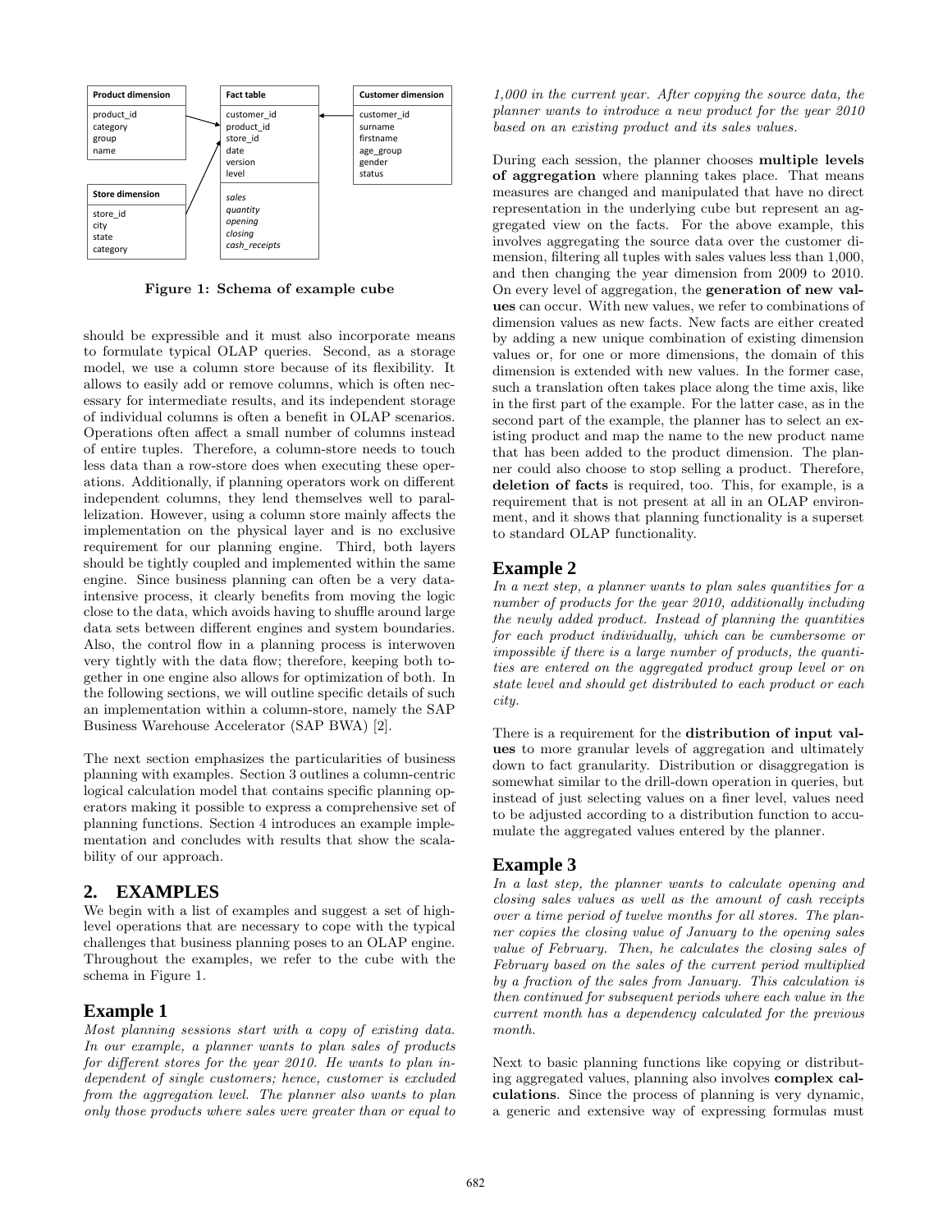| Product dimension |
| --- |
| product_id |
| category |
| group |
| name |

| Fact table |
| --- |
| customer_id |
| product_id |
| store_id |
| date |
| version |
| level |
| *sales* |
| *quantity* |
| *opening* |
| *closing* |
| *cash_receipts* |

| Customer dimension |
| --- |
| customer_id |
| surname |
| firstname |
| age_group |
| gender |
| status |

| Store dimension |
| --- |
| store_id |
| city |
| state |
| category |

**Figure 1: Schema of example cube**

should be expressible and it must also incorporate means to formulate typical OLAP queries. Second, as a storage model, we use a column store because of its flexibility. It allows to easily add or remove columns, which is often necessary for intermediate results, and its independent storage of individual columns is often a benefit in OLAP scenarios. Operations often affect a small number of columns instead of entire tuples. Therefore, a column-store needs to touch less data than a row-store does when executing these operations. Additionally, if planning operators work on different independent columns, they lend themselves well to parallelization. However, using a column store mainly affects the implementation on the physical layer and is no exclusive requirement for our planning engine. Third, both layers should be tightly coupled and implemented within the same engine. Since business planning can often be a very data-intensive process, it clearly benefits from moving the logic close to the data, which avoids having to shuffle around large data sets between different engines and system boundaries. Also, the control flow in a planning process is interwoven very tightly with the data flow; therefore, keeping both together in one engine also allows for optimization of both. In the following sections, we will outline specific details of such an implementation within a column-store, namely the SAP Business Warehouse Accelerator (SAP BWA) [2].

The next section emphasizes the particularities of business planning with examples. Section 3 outlines a column-centric logical calculation model that contains specific planning operators making it possible to express a comprehensive set of planning functions. Section 4 introduces an example implementation and concludes with results that show the scalability of our approach.

## 2. EXAMPLES

We begin with a list of examples and suggest a set of high-level operations that are necessary to cope with the typical challenges that business planning poses to an OLAP engine. Throughout the examples, we refer to the cube with the schema in Figure 1.

### Example 1

*Most planning sessions start with a copy of existing data. In our example, a planner wants to plan sales of products for different stores for the year 2010. He wants to plan independent of single customers; hence, customer is excluded from the aggregation level. The planner also wants to plan only those products where sales were greater than or equal to 1,000 in the current year. After copying the source data, the planner wants to introduce a new product for the year 2010 based on an existing product and its sales values.*

During each session, the planner chooses **multiple levels of aggregation** where planning takes place. That means measures are changed and manipulated that have no direct representation in the underlying cube but represent an aggregated view on the facts. For the above example, this involves aggregating the source data over the customer dimension, filtering all tuples with sales values less than 1,000, and then changing the year dimension from 2009 to 2010. On every level of aggregation, the **generation of new values** can occur. With new values, we refer to combinations of dimension values as new facts. New facts are either created by adding a new unique combination of existing dimension values or, for one or more dimensions, the domain of this dimension is extended with new values. In the former case, such a translation often takes place along the time axis, like in the first part of the example. For the latter case, as in the second part of the example, the planner has to select an existing product and map the name to the new product name that has been added to the product dimension. The planner could also choose to stop selling a product. Therefore, **deletion of facts** is required, too. This, for example, is a requirement that is not present at all in an OLAP environment, and it shows that planning functionality is a superset to standard OLAP functionality.

### Example 2

*In a next step, a planner wants to plan sales quantities for a number of products for the year 2010, additionally including the newly added product. Instead of planning the quantities for each product individually, which can be cumbersome or impossible if there is a large number of products, the quantities are entered on the aggregated product group level or on state level and should get distributed to each product or each city.*

There is a requirement for the **distribution of input values** to more granular levels of aggregation and ultimately down to fact granularity. Distribution or disaggregation is somewhat similar to the drill-down operation in queries, but instead of just selecting values on a finer level, values need to be adjusted according to a distribution function to accumulate the aggregated values entered by the planner.

### Example 3

*In a last step, the planner wants to calculate opening and closing sales values as well as the amount of cash receipts over a time period of twelve months for all stores. The planner copies the closing value of January to the opening sales value of February. Then, he calculates the closing sales of February based on the sales of the current period multiplied by a fraction of the sales from January. This calculation is then continued for subsequent periods where each value in the current month has a dependency calculated for the previous month.*

Next to basic planning functions like copying or distributing aggregated values, planning also involves **complex calculations**. Since the process of planning is very dynamic, a generic and extensive way of expressing formulas must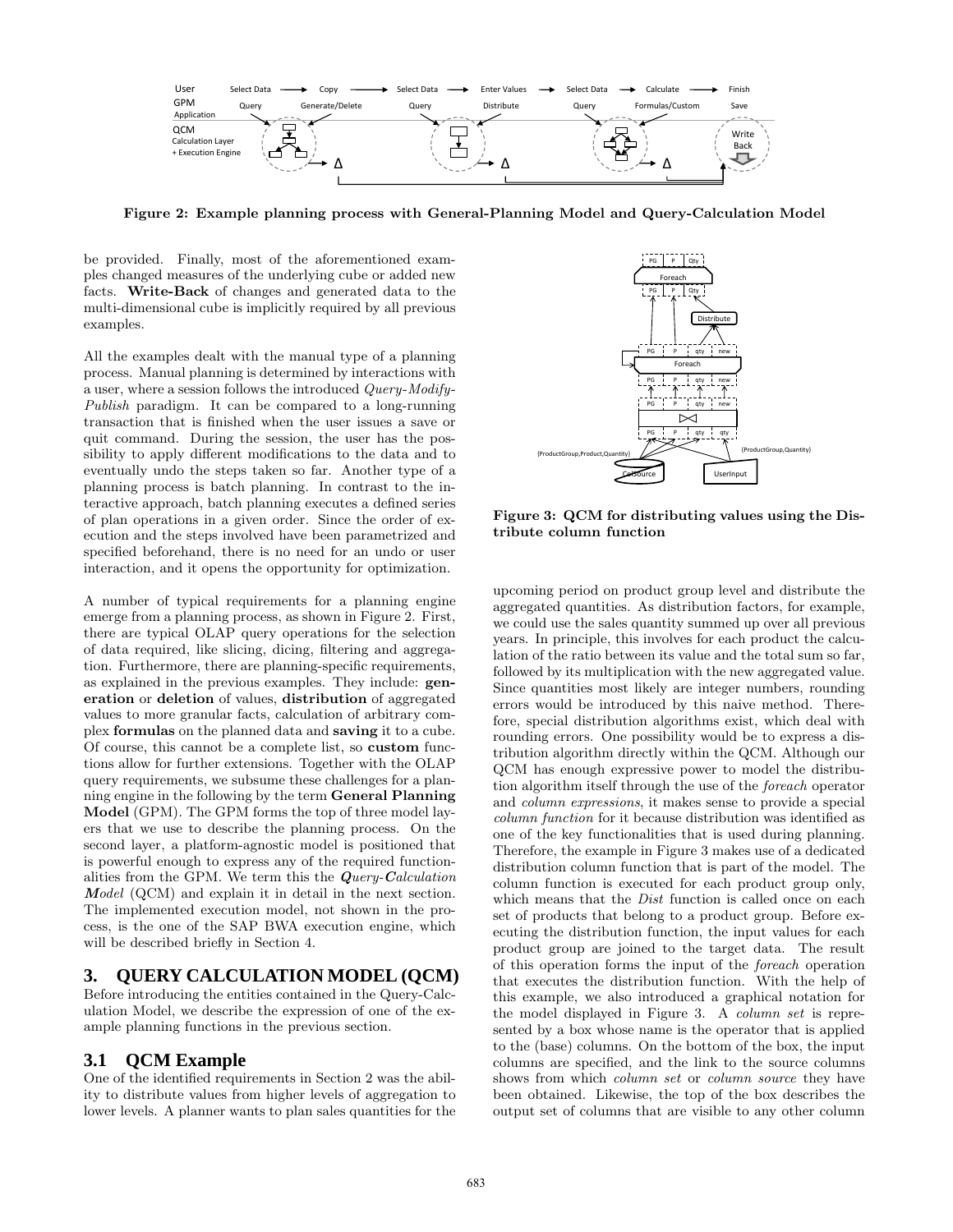Figure 2: Example planning process with General-Planning Model and Query-Calculation Model

be provided. Finally, most of the aforementioned examples changed measures of the underlying cube or added new facts. **Write-Back** of changes and generated data to the multi-dimensional cube is implicitly required by all previous examples.

All the examples dealt with the manual type of a planning process. Manual planning is determined by interactions with a user, where a session follows the introduced *Query-Modify-Publish* paradigm. It can be compared to a long-running transaction that is finished when the user issues a save or quit command. During the session, the user has the possibility to apply different modifications to the data and to eventually undo the steps taken so far. Another type of a planning process is batch planning. In contrast to the interactive approach, batch planning executes a defined series of plan operations in a given order. Since the order of execution and the steps involved have been parametrized and specified beforehand, there is no need for an undo or user interaction, and it opens the opportunity for optimization.

A number of typical requirements for a planning engine emerge from a planning process, as shown in Figure 2. First, there are typical OLAP query operations for the selection of data required, like slicing, dicing, filtering and aggregation. Furthermore, there are planning-specific requirements, as explained in the previous examples. They include: **generation** or **deletion** of values, **distribution** of aggregated values to more granular facts, calculation of arbitrary complex **formulas** on the planned data and **saving** it to a cube. Of course, this cannot be a complete list, so **custom** functions allow for further extensions. Together with the OLAP query requirements, we subsume these challenges for a planning engine in the following by the term **General Planning Model** (GPM). The GPM forms the top of three model layers that we use to describe the planning process. On the second layer, a platform-agnostic model is positioned that is powerful enough to express any of the required functionalities from the GPM. We term this the ***Query-Calculation Model*** (QCM) and explain it in detail in the next section. The implemented execution model, not shown in the process, is the one of the SAP BWA execution engine, which will be described briefly in Section 4.

## 3. QUERY CALCULATION MODEL (QCM)

Before introducing the entities contained in the Query-Calculation Model, we describe the expression of one of the example planning functions in the previous section.

### 3.1 QCM Example

One of the identified requirements in Section 2 was the ability to distribute values from higher levels of aggregation to lower levels. A planner wants to plan sales quantities for the upcoming period on product group level and distribute the aggregated quantities. As distribution factors, for example, we could use the sales quantity summed up over all previous years. In principle, this involves for each product the calculation of the ratio between its value and the total sum so far, followed by its multiplication with the new aggregated value. Since quantities most likely are integer numbers, rounding errors would be introduced by this naive method. Therefore, special distribution algorithms exist, which deal with rounding errors. One possibility would be to express a distribution algorithm directly within the QCM. Although our QCM has enough expressive power to model the distribution algorithm itself through the use of the *foreach* operator and *column expressions*, it makes sense to provide a special *column function* for it because distribution was identified as one of the key functionalities that is used during planning. Therefore, the example in Figure 3 makes use of a dedicated distribution column function that is part of the model. The column function is executed for each product group only, which means that the *Dist* function is called once on each set of products that belong to a product group. Before executing the distribution function, the input values for each product group are joined to the target data. The result of this operation forms the input of the *foreach* operation that executes the distribution function. With the help of this example, we also introduced a graphical notation for the model displayed in Figure 3. A *column set* is represented by a box whose name is the operator that is applied to the (base) columns. On the bottom of the box, the input columns are specified, and the link to the source columns shows from which *column set* or *column source* they have been obtained. Likewise, the top of the box describes the output set of columns that are visible to any other column

Figure 3: QCM for distributing values using the Distribute column function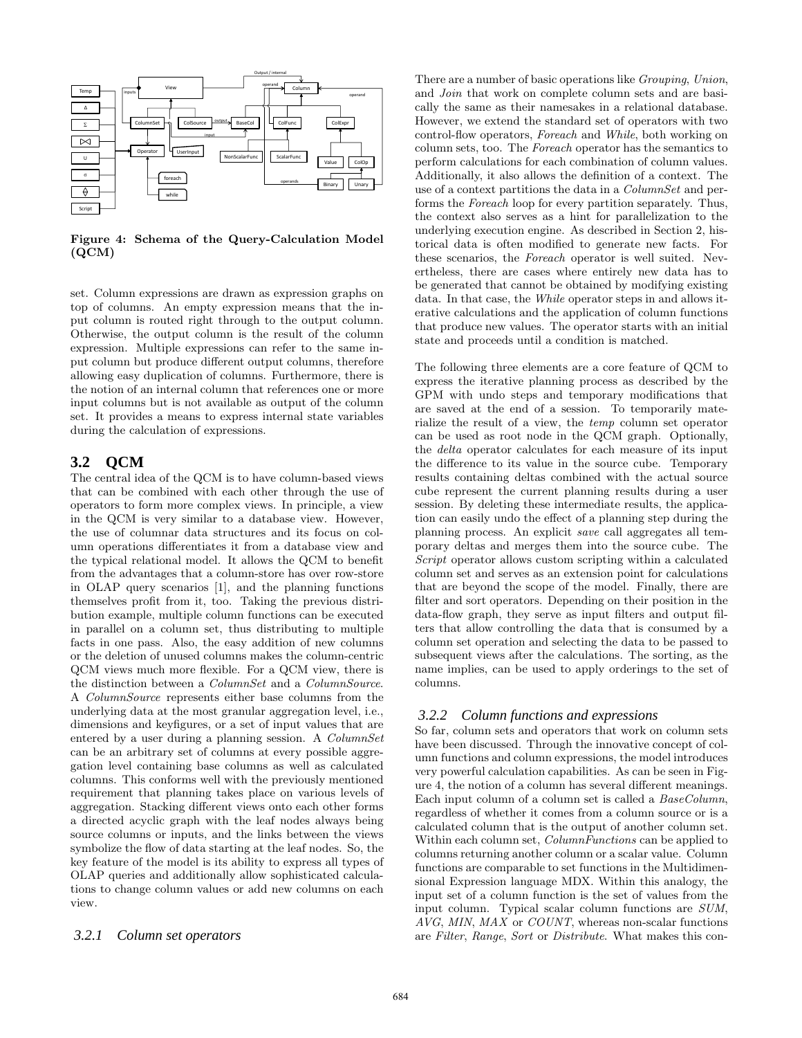Figure 4: Schema of the Query-Calculation Model (QCM)

set. Column expressions are drawn as expression graphs on top of columns. An empty expression means that the input column is routed right through to the output column. Otherwise, the output column is the result of the column expression. Multiple expressions can refer to the same input column but produce different output columns, therefore allowing easy duplication of columns. Furthermore, there is the notion of an internal column that references one or more input columns but is not available as output of the column set. It provides a means to express internal state variables during the calculation of expressions.

## 3.2 QCM

The central idea of the QCM is to have column-based views that can be combined with each other through the use of operators to form more complex views. In principle, a view in the QCM is very similar to a database view. However, the use of columnar data structures and its focus on column operations differentiates it from a database view and the typical relational model. It allows the QCM to benefit from the advantages that a column-store has over row-store in OLAP query scenarios [1], and the planning functions themselves profit from it, too. Taking the previous distribution example, multiple column functions can be executed in parallel on a column set, thus distributing to multiple facts in one pass. Also, the easy addition of new columns or the deletion of unused columns makes the column-centric QCM views much more flexible. For a QCM view, there is the distinction between a *ColumnSet* and a *ColumnSource*. A *ColumnSource* represents either base columns from the underlying data at the most granular aggregation level, i.e., dimensions and keyfigures, or a set of input values that are entered by a user during a planning session. A *ColumnSet* can be an arbitrary set of columns at every possible aggregation level containing base columns as well as calculated columns. This conforms well with the previously mentioned requirement that planning takes place on various levels of aggregation. Stacking different views onto each other forms a directed acyclic graph with the leaf nodes always being source columns or inputs, and the links between the views symbolize the flow of data starting at the leaf nodes. So, the key feature of the model is its ability to express all types of OLAP queries and additionally allow sophisticated calculations to change column values or add new columns on each view.

### 3.2.1 Column set operators

There are a number of basic operations like *Grouping*, *Union*, and *Join* that work on complete column sets and are basically the same as their namesakes in a relational database. However, we extend the standard set of operators with two control-flow operators, *Foreach* and *While*, both working on column sets, too. The *Foreach* operator has the semantics to perform calculations for each combination of column values. Additionally, it also allows the definition of a context. The use of a context partitions the data in a *ColumnSet* and performs the *Foreach* loop for every partition separately. Thus, the context also serves as a hint for parallelization to the underlying execution engine. As described in Section 2, historical data is often modified to generate new facts. For these scenarios, the *Foreach* operator is well suited. Nevertheless, there are cases where entirely new data has to be generated that cannot be obtained by modifying existing data. In that case, the *While* operator steps in and allows iterative calculations and the application of column functions that produce new values. The operator starts with an initial state and proceeds until a condition is matched.

The following three elements are a core feature of QCM to express the iterative planning process as described by the GPM with undo steps and temporary modifications that are saved at the end of a session. To temporarily materialize the result of a view, the *temp* column set operator can be used as root node in the QCM graph. Optionally, the *delta* operator calculates for each measure of its input the difference to its value in the source cube. Temporary results containing deltas combined with the actual source cube represent the current planning results during a user session. By deleting these intermediate results, the application can easily undo the effect of a planning step during the planning process. An explicit *save* call aggregates all temporary deltas and merges them into the source cube. The *Script* operator allows custom scripting within a calculated column set and serves as an extension point for calculations that are beyond the scope of the model. Finally, there are filter and sort operators. Depending on their position in the data-flow graph, they serve as input filters and output filters that allow controlling the data that is consumed by a column set operation and selecting the data to be passed to subsequent views after the calculations. The sorting, as the name implies, can be used to apply orderings to the set of columns.

### 3.2.2 Column functions and expressions

So far, column sets and operators that work on column sets have been discussed. Through the innovative concept of column functions and column expressions, the model introduces very powerful calculation capabilities. As can be seen in Figure 4, the notion of a column has several different meanings. Each input column of a column set is called a *BaseColumn*, regardless of whether it comes from a column source or is a calculated column that is the output of another column set. Within each column set, *ColumnFunctions* can be applied to columns returning another column or a scalar value. Column functions are comparable to set functions in the Multidimensional Expression language MDX. Within this analogy, the input set of a column function is the set of values from the input column. Typical scalar column functions are *SUM*, *AVG*, *MIN*, *MAX* or *COUNT*, whereas non-scalar functions are *Filter*, *Range*, *Sort* or *Distribute*. What makes this con-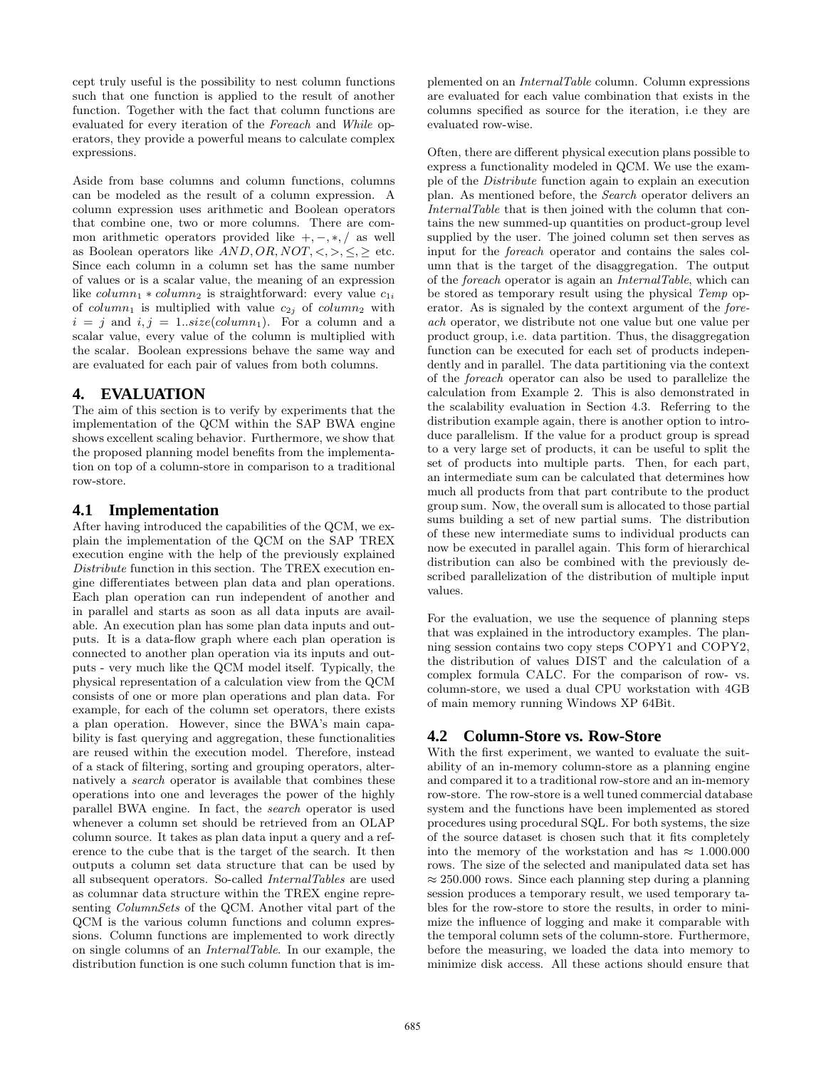cept truly useful is the possibility to nest column functions such that one function is applied to the result of another function. Together with the fact that column functions are evaluated for every iteration of the *Foreach* and *While* operators, they provide a powerful means to calculate complex expressions.

Aside from base columns and column functions, columns can be modeled as the result of a column expression. A column expression uses arithmetic and Boolean operators that combine one, two or more columns. There are common arithmetic operators provided like $+, -, *, /$ as well as Boolean operators like $AND, OR, NOT, <, >, \leq, \geq$ etc. Since each column in a column set has the same number of values or is a scalar value, the meaning of an expression like $column_1 * column_2$ is straightforward: every value $c_{1i}$ of $column_1$ is multiplied with value $c_{2j}$ of $column_2$ with $i = j$ and $i, j = 1..size(column_1)$. For a column and a scalar value, every value of the column is multiplied with the scalar. Boolean expressions behave the same way and are evaluated for each pair of values from both columns.

## 4. EVALUATION

The aim of this section is to verify by experiments that the implementation of the QCM within the SAP BWA engine shows excellent scaling behavior. Furthermore, we show that the proposed planning model benefits from the implementation on top of a column-store in comparison to a traditional row-store.

### 4.1 Implementation

After having introduced the capabilities of the QCM, we explain the implementation of the QCM on the SAP TREX execution engine with the help of the previously explained *Distribute* function in this section. The TREX execution engine differentiates between plan data and plan operations. Each plan operation can run independent of another and in parallel and starts as soon as all data inputs are available. An execution plan has some plan data inputs and outputs. It is a data-flow graph where each plan operation is connected to another plan operation via its inputs and outputs - very much like the QCM model itself. Typically, the physical representation of a calculation view from the QCM consists of one or more plan operations and plan data. For example, for each of the column set operators, there exists a plan operation. However, since the BWA's main capability is fast querying and aggregation, these functionalities are reused within the execution model. Therefore, instead of a stack of filtering, sorting and grouping operators, alternatively a *search* operator is available that combines these operations into one and leverages the power of the highly parallel BWA engine. In fact, the *search* operator is used whenever a column set should be retrieved from an OLAP column source. It takes as plan data input a query and a reference to the cube that is the target of the search. It then outputs a column set data structure that can be used by all subsequent operators. So-called *InternalTables* are used as columnar data structure within the TREX engine representing *ColumnSets* of the QCM. Another vital part of the QCM is the various column functions and column expressions. Column functions are implemented to work directly on single columns of an *InternalTable*. In our example, the distribution function is one such column function that is implemented on an *InternalTable* column. Column expressions are evaluated for each value combination that exists in the columns specified as source for the iteration, i.e they are evaluated row-wise.

Often, there are different physical execution plans possible to express a functionality modeled in QCM. We use the example of the *Distribute* function again to explain an execution plan. As mentioned before, the *Search* operator delivers an *InternalTable* that is then joined with the column that contains the new summed-up quantities on product-group level supplied by the user. The joined column set then serves as input for the *foreach* operator and contains the sales column that is the target of the disaggregation. The output of the *foreach* operator is again an *InternalTable*, which can be stored as temporary result using the physical *Temp* operator. As is signaled by the context argument of the *foreach* operator, we distribute not one value but one value per product group, i.e. data partition. Thus, the disaggregation function can be executed for each set of products independently and in parallel. The data partitioning via the context of the *foreach* operator can also be used to parallelize the calculation from Example 2. This is also demonstrated in the scalability evaluation in Section 4.3. Referring to the distribution example again, there is another option to introduce parallelism. If the value for a product group is spread to a very large set of products, it can be useful to split the set of products into multiple parts. Then, for each part, an intermediate sum can be calculated that determines how much all products from that part contribute to the product group sum. Now, the overall sum is allocated to those partial sums building a set of new partial sums. The distribution of these new intermediate sums to individual products can now be executed in parallel again. This form of hierarchical distribution can also be combined with the previously described parallelization of the distribution of multiple input values.

For the evaluation, we use the sequence of planning steps that was explained in the introductory examples. The planning session contains two copy steps COPY1 and COPY2, the distribution of values DIST and the calculation of a complex formula CALC. For the comparison of row- vs. column-store, we used a dual CPU workstation with 4GB of main memory running Windows XP 64Bit.

### 4.2 Column-Store vs. Row-Store

With the first experiment, we wanted to evaluate the suitability of an in-memory column-store as a planning engine and compared it to a traditional row-store and an in-memory row-store. The row-store is a well tuned commercial database system and the functions have been implemented as stored procedures using procedural SQL. For both systems, the size of the source dataset is chosen such that it fits completely into the memory of the workstation and has $\approx$ 1.000.000 rows. The size of the selected and manipulated data set has $\approx$ 250.000 rows. Since each planning step during a planning session produces a temporary result, we used temporary tables for the row-store to store the results, in order to minimize the influence of logging and make it comparable with the temporal column sets of the column-store. Furthermore, before the measuring, we loaded the data into memory to minimize disk access. All these actions should ensure that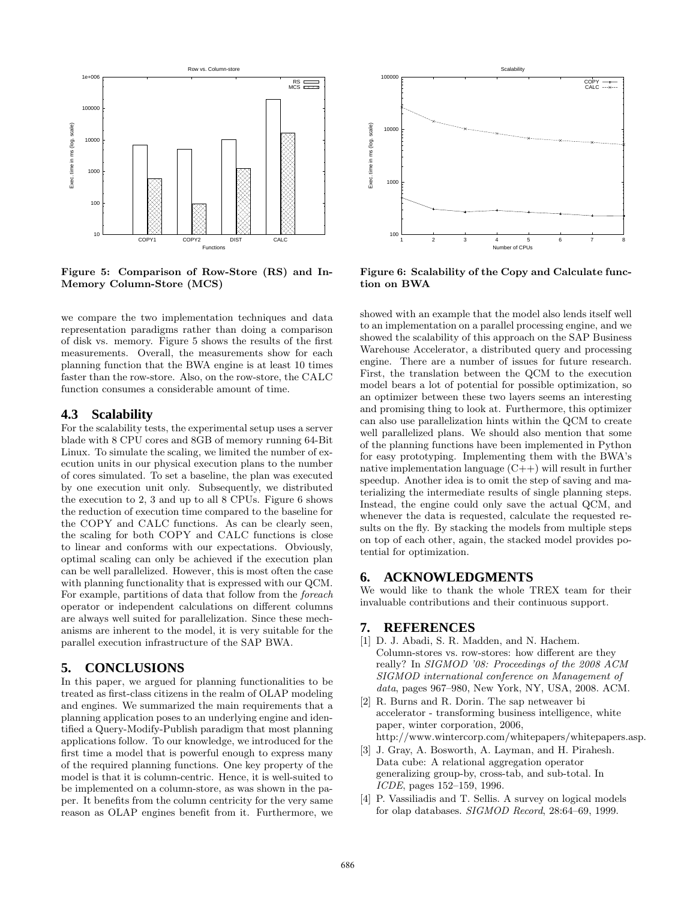Row vs. Column-store

1e+006

100000

10000

1000

100

10

Exec. time in ms (log. scale)

RS

MCS

COPY1 COPY2 DIST CALC

Functions

**Figure 5: Comparison of Row-Store (RS) and In-Memory Column-Store (MCS)**

Scalability

100000

10000

1000

100

Exec. time in ms (log. scale)

COPY

CALC

1 2 3 4 5 6 7 8

Number of CPUs

**Figure 6: Scalability of the Copy and Calculate function on BWA**

we compare the two implementation techniques and data representation paradigms rather than doing a comparison of disk vs. memory. Figure 5 shows the results of the first measurements. Overall, the measurements show for each planning function that the BWA engine is at least 10 times faster than the row-store. Also, on the row-store, the CALC function consumes a considerable amount of time.

### 4.3 Scalability

For the scalability tests, the experimental setup uses a server blade with 8 CPU cores and 8GB of memory running 64-Bit Linux. To simulate the scaling, we limited the number of execution units in our physical execution plans to the number of cores simulated. To set a baseline, the plan was executed by one execution unit only. Subsequently, we distributed the execution to 2, 3 and up to all 8 CPUs. Figure 6 shows the reduction of execution time compared to the baseline for the COPY and CALC functions. As can be clearly seen, the scaling for both COPY and CALC functions is close to linear and conforms with our expectations. Obviously, optimal scaling can only be achieved if the execution plan can be well parallelized. However, this is most often the case with planning functionality that is expressed with our QCM. For example, partitions of data that follow from the *foreach* operator or independent calculations on different columns are always well suited for parallelization. Since these mechanisms are inherent to the model, it is very suitable for the parallel execution infrastructure of the SAP BWA.

## 5. CONCLUSIONS

In this paper, we argued for planning functionalities to be treated as first-class citizens in the realm of OLAP modeling and engines. We summarized the main requirements that a planning application poses to an underlying engine and identified a Query-Modify-Publish paradigm that most planning applications follow. To our knowledge, we introduced for the first time a model that is powerful enough to express many of the required planning functions. One key property of the model is that it is column-centric. Hence, it is well-suited to be implemented on a column-store, as was shown in the paper. It benefits from the column centricity for the very same reason as OLAP engines benefit from it. Furthermore, we showed with an example that the model also lends itself well to an implementation on a parallel processing engine, and we showed the scalability of this approach on the SAP Business Warehouse Accelerator, a distributed query and processing engine. There are a number of issues for future research. First, the translation between the QCM to the execution model bears a lot of potential for possible optimization, so an optimizer between these two layers seems an interesting and promising thing to look at. Furthermore, this optimizer can also use parallelization hints within the QCM to create well parallelized plans. We should also mention that some of the planning functions have been implemented in Python for easy prototyping. Implementing them with the BWA's native implementation language (C++) will result in further speedup. Another idea is to omit the step of saving and materializing the intermediate results of single planning steps. Instead, the engine could only save the actual QCM, and whenever the data is requested, calculate the requested results on the fly. By stacking the models from multiple steps on top of each other, again, the stacked model provides potential for optimization.

## 6. ACKNOWLEDGMENTS

We would like to thank the whole TREX team for their invaluable contributions and their continuous support.

## 7. REFERENCES

[1] D. J. Abadi, S. R. Madden, and N. Hachem. Column-stores vs. row-stores: how different are they really? In *SIGMOD '08: Proceedings of the 2008 ACM SIGMOD international conference on Management of data*, pages 967–980, New York, NY, USA, 2008. ACM.

[2] R. Burns and R. Dorin. The sap netweaver bi accelerator - transforming business intelligence, white paper, winter corporation, 2006, http://www.wintercorp.com/whitepapers/whitepapers.asp.

[3] J. Gray, A. Bosworth, A. Layman, and H. Pirahesh. Data cube: A relational aggregation operator generalizing group-by, cross-tab, and sub-total. In *ICDE*, pages 152–159, 1996.

[4] P. Vassiliadis and T. Sellis. A survey on logical models for olap databases. *SIGMOD Record*, 28:64–69, 1999.